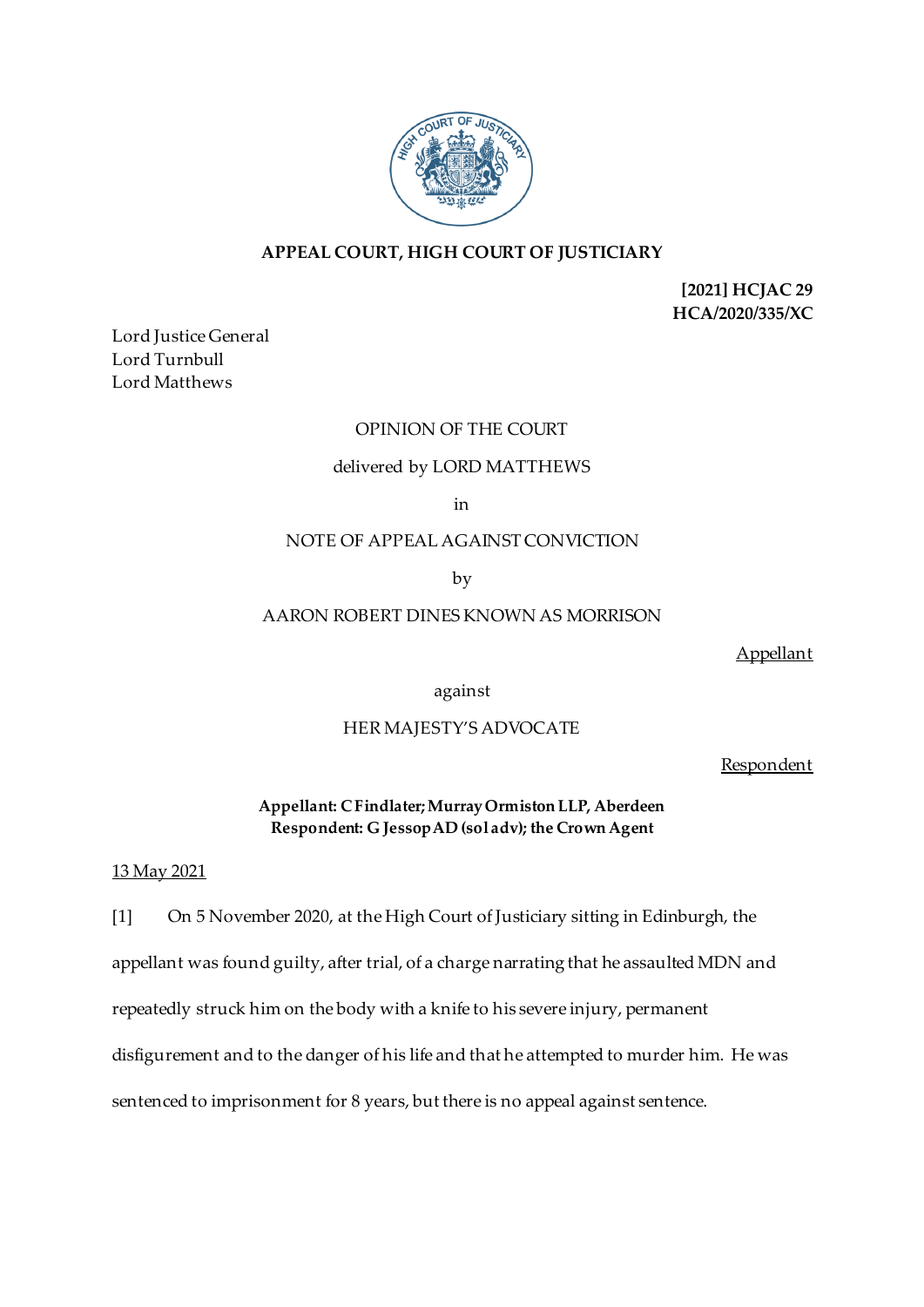**APPEAL COURT, HIGH COURT OF JUSTICIARY**

**[2021] HCJAC 29**
**HCA/2020/335/XC**

Lord Justice General
Lord Turnbull
Lord Matthews

OPINION OF THE COURT

delivered by LORD MATTHEWS

in

NOTE OF APPEAL AGAINST CONVICTION

by

AARON ROBERT DINES KNOWN AS MORRISON

Appellant

against

HER MAJESTY'S ADVOCATE

Respondent

**Appellant: C Findlater; Murray Ormiston LLP, Aberdeen**
**Respondent: G Jessop AD (sol adv); the Crown Agent**

13 May 2021

[1] On 5 November 2020, at the High Court of Justiciary sitting in Edinburgh, the appellant was found guilty, after trial, of a charge narrating that he assaulted MDN and repeatedly struck him on the body with a knife to his severe injury, permanent disfigurement and to the danger of his life and that he attempted to murder him. He was sentenced to imprisonment for 8 years, but there is no appeal against sentence.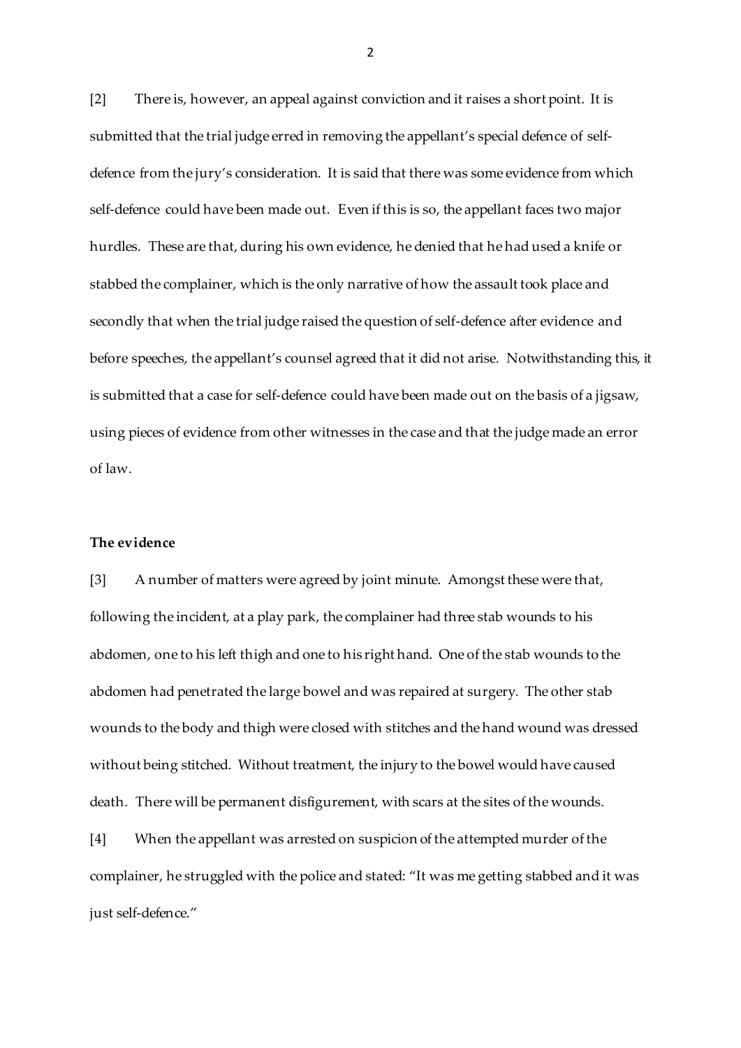[2] There is, however, an appeal against conviction and it raises a short point. It is submitted that the trial judge erred in removing the appellant's special defence of self-defence from the jury's consideration. It is said that there was some evidence from which self-defence could have been made out. Even if this is so, the appellant faces two major hurdles. These are that, during his own evidence, he denied that he had used a knife or stabbed the complainer, which is the only narrative of how the assault took place and secondly that when the trial judge raised the question of self-defence after evidence and before speeches, the appellant's counsel agreed that it did not arise. Notwithstanding this, it is submitted that a case for self-defence could have been made out on the basis of a jigsaw, using pieces of evidence from other witnesses in the case and that the judge made an error of law.

**The evidence**

[3] A number of matters were agreed by joint minute. Amongst these were that, following the incident, at a play park, the complainer had three stab wounds to his abdomen, one to his left thigh and one to his right hand. One of the stab wounds to the abdomen had penetrated the large bowel and was repaired at surgery. The other stab wounds to the body and thigh were closed with stitches and the hand wound was dressed without being stitched. Without treatment, the injury to the bowel would have caused death. There will be permanent disfigurement, with scars at the sites of the wounds.

[4] When the appellant was arrested on suspicion of the attempted murder of the complainer, he struggled with the police and stated: "It was me getting stabbed and it was just self-defence."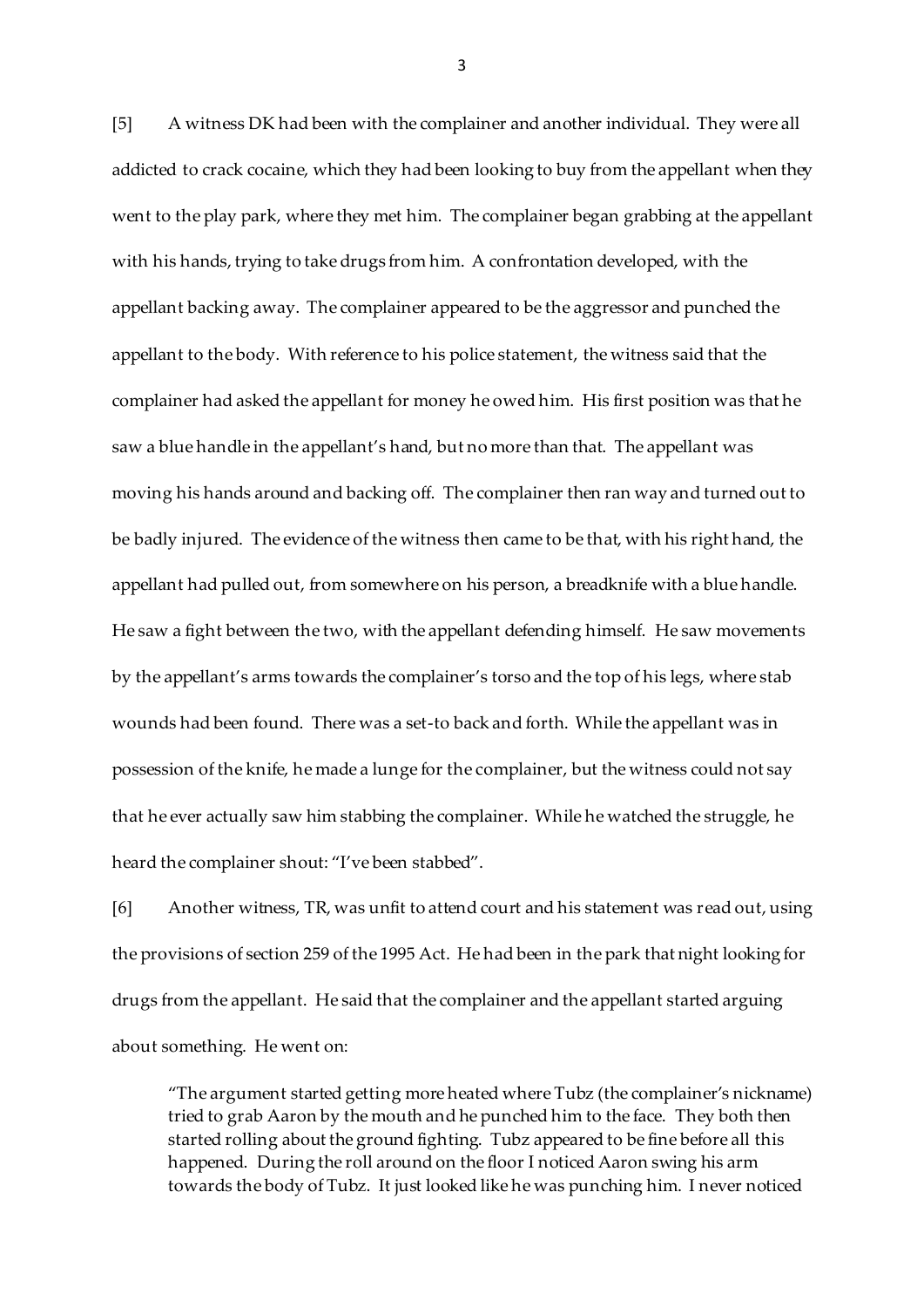[5] A witness DK had been with the complainer and another individual. They were all addicted to crack cocaine, which they had been looking to buy from the appellant when they went to the play park, where they met him. The complainer began grabbing at the appellant with his hands, trying to take drugs from him. A confrontation developed, with the appellant backing away. The complainer appeared to be the aggressor and punched the appellant to the body. With reference to his police statement, the witness said that the complainer had asked the appellant for money he owed him. His first position was that he saw a blue handle in the appellant's hand, but no more than that. The appellant was moving his hands around and backing off. The complainer then ran way and turned out to be badly injured. The evidence of the witness then came to be that, with his right hand, the appellant had pulled out, from somewhere on his person, a breadknife with a blue handle. He saw a fight between the two, with the appellant defending himself. He saw movements by the appellant's arms towards the complainer's torso and the top of his legs, where stab wounds had been found. There was a set-to back and forth. While the appellant was in possession of the knife, he made a lunge for the complainer, but the witness could not say that he ever actually saw him stabbing the complainer. While he watched the struggle, he heard the complainer shout: "I've been stabbed".

[6] Another witness, TR, was unfit to attend court and his statement was read out, using the provisions of section 259 of the 1995 Act. He had been in the park that night looking for drugs from the appellant. He said that the complainer and the appellant started arguing about something. He went on:

> "The argument started getting more heated where Tubz (the complainer's nickname) tried to grab Aaron by the mouth and he punched him to the face. They both then started rolling about the ground fighting. Tubz appeared to be fine before all this happened. During the roll around on the floor I noticed Aaron swing his arm towards the body of Tubz. It just looked like he was punching him. I never noticed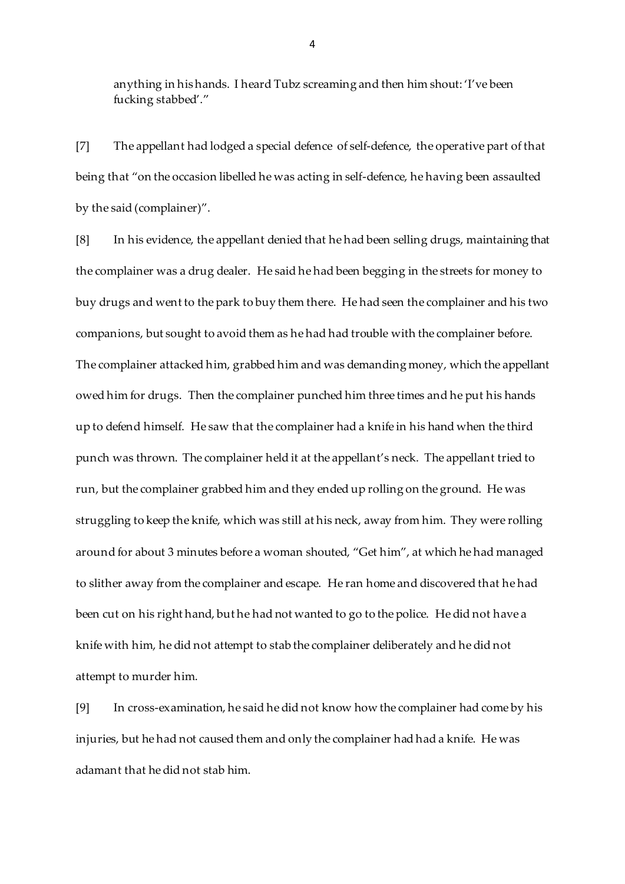anything in his hands. I heard Tubz screaming and then him shout: 'I've been fucking stabbed'."

[7] The appellant had lodged a special defence of self-defence, the operative part of that being that "on the occasion libelled he was acting in self-defence, he having been assaulted by the said (complainer)".

[8] In his evidence, the appellant denied that he had been selling drugs, maintaining that the complainer was a drug dealer. He said he had been begging in the streets for money to buy drugs and went to the park to buy them there. He had seen the complainer and his two companions, but sought to avoid them as he had had trouble with the complainer before. The complainer attacked him, grabbed him and was demanding money, which the appellant owed him for drugs. Then the complainer punched him three times and he put his hands up to defend himself. He saw that the complainer had a knife in his hand when the third punch was thrown. The complainer held it at the appellant's neck. The appellant tried to run, but the complainer grabbed him and they ended up rolling on the ground. He was struggling to keep the knife, which was still at his neck, away from him. They were rolling around for about 3 minutes before a woman shouted, "Get him", at which he had managed to slither away from the complainer and escape. He ran home and discovered that he had been cut on his right hand, but he had not wanted to go to the police. He did not have a knife with him, he did not attempt to stab the complainer deliberately and he did not attempt to murder him.

[9] In cross-examination, he said he did not know how the complainer had come by his injuries, but he had not caused them and only the complainer had had a knife. He was adamant that he did not stab him.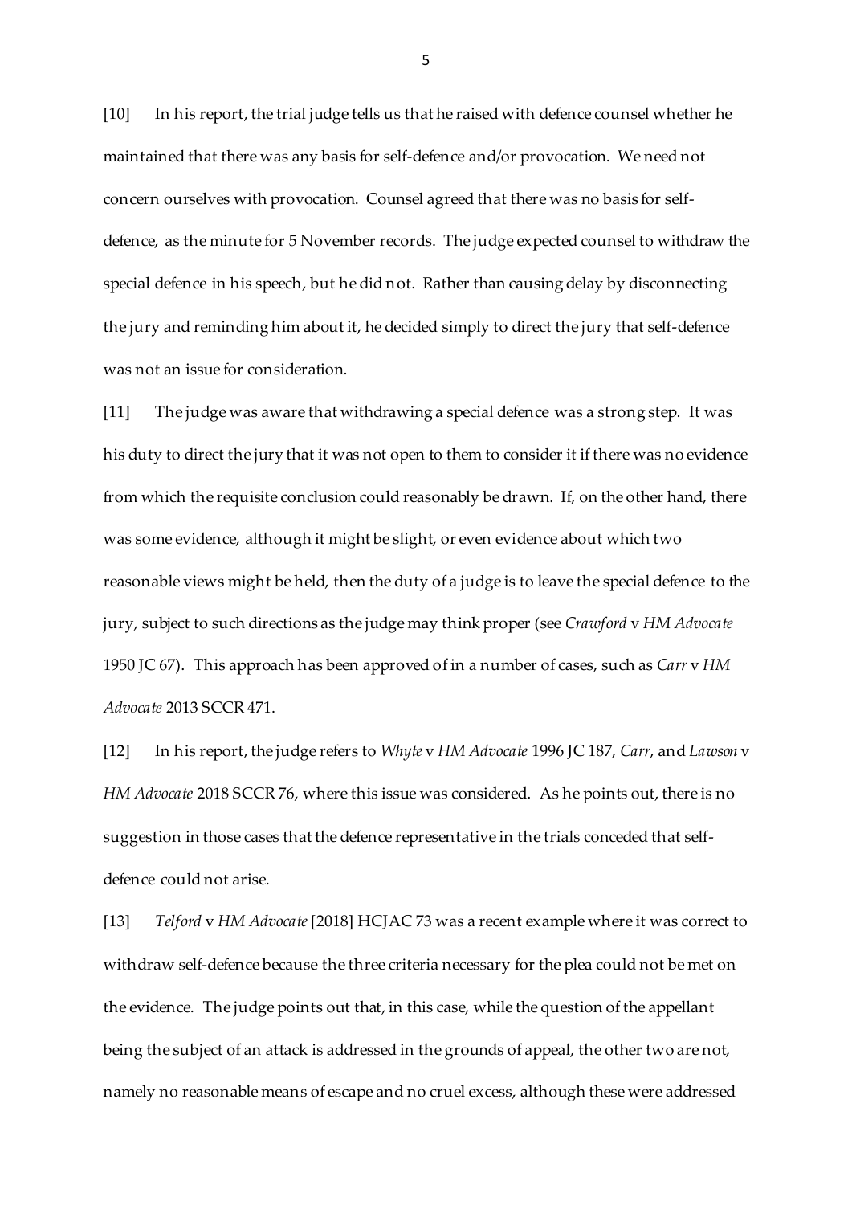[10] In his report, the trial judge tells us that he raised with defence counsel whether he maintained that there was any basis for self-defence and/or provocation. We need not concern ourselves with provocation. Counsel agreed that there was no basis for self-defence, as the minute for 5 November records. The judge expected counsel to withdraw the special defence in his speech, but he did not. Rather than causing delay by disconnecting the jury and reminding him about it, he decided simply to direct the jury that self-defence was not an issue for consideration.

[11] The judge was aware that withdrawing a special defence was a strong step. It was his duty to direct the jury that it was not open to them to consider it if there was no evidence from which the requisite conclusion could reasonably be drawn. If, on the other hand, there was some evidence, although it might be slight, or even evidence about which two reasonable views might be held, then the duty of a judge is to leave the special defence to the jury, subject to such directions as the judge may think proper (see *Crawford* v *HM Advocate* 1950 JC 67). This approach has been approved of in a number of cases, such as *Carr* v *HM Advocate* 2013 SCCR 471.

[12] In his report, the judge refers to *Whyte* v *HM Advocate* 1996 JC 187, *Carr*, and *Lawson* v *HM Advocate* 2018 SCCR 76, where this issue was considered. As he points out, there is no suggestion in those cases that the defence representative in the trials conceded that self-defence could not arise.

[13] *Telford* v *HM Advocate* [2018] HCJAC 73 was a recent example where it was correct to withdraw self-defence because the three criteria necessary for the plea could not be met on the evidence. The judge points out that, in this case, while the question of the appellant being the subject of an attack is addressed in the grounds of appeal, the other two are not, namely no reasonable means of escape and no cruel excess, although these were addressed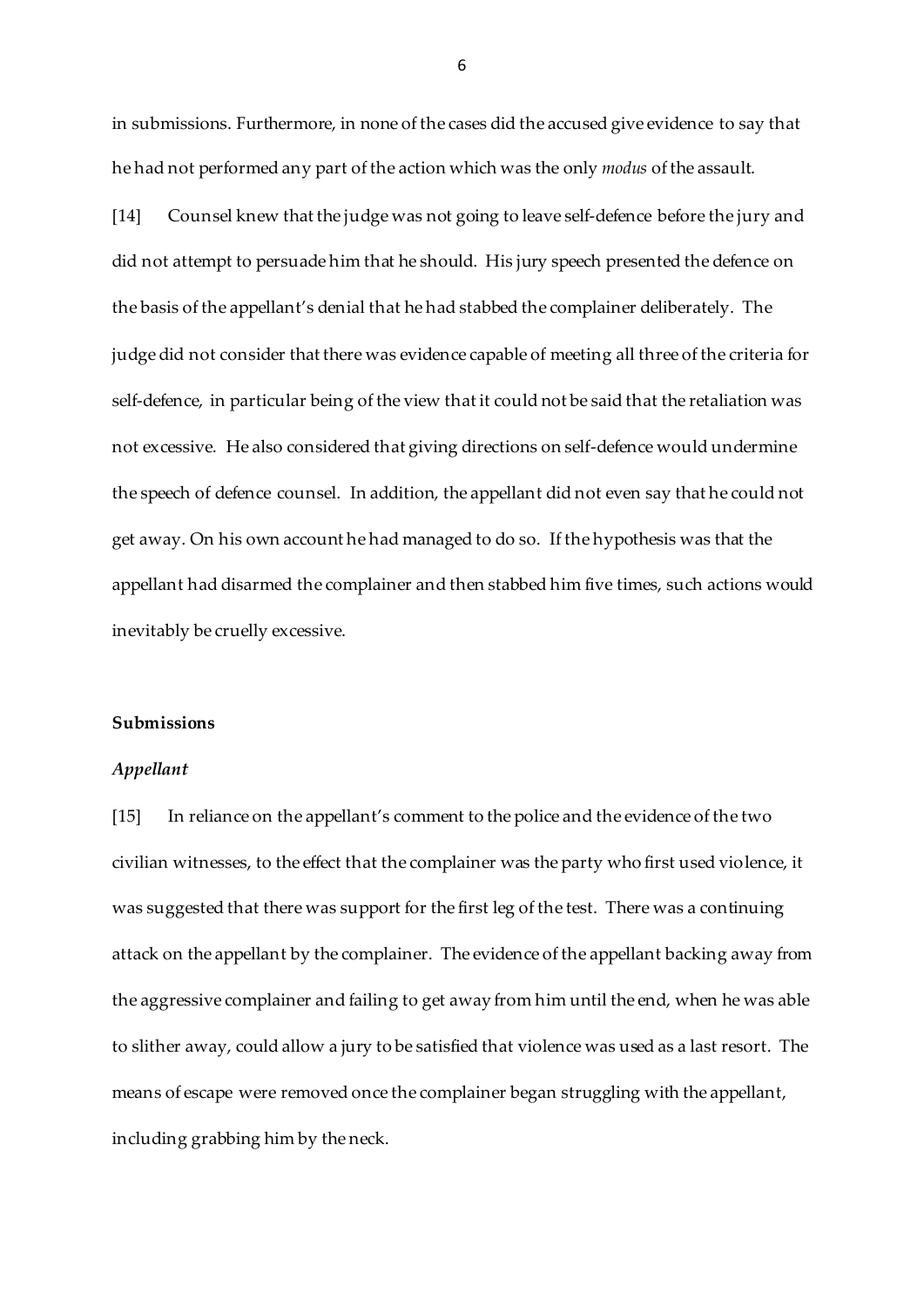in submissions. Furthermore, in none of the cases did the accused give evidence to say that he had not performed any part of the action which was the only *modus* of the assault.

[14] Counsel knew that the judge was not going to leave self-defence before the jury and did not attempt to persuade him that he should. His jury speech presented the defence on the basis of the appellant's denial that he had stabbed the complainer deliberately. The judge did not consider that there was evidence capable of meeting all three of the criteria for self-defence, in particular being of the view that it could not be said that the retaliation was not excessive. He also considered that giving directions on self-defence would undermine the speech of defence counsel. In addition, the appellant did not even say that he could not get away. On his own account he had managed to do so. If the hypothesis was that the appellant had disarmed the complainer and then stabbed him five times, such actions would inevitably be cruelly excessive.

## Submissions

### *Appellant*

[15] In reliance on the appellant's comment to the police and the evidence of the two civilian witnesses, to the effect that the complainer was the party who first used violence, it was suggested that there was support for the first leg of the test. There was a continuing attack on the appellant by the complainer. The evidence of the appellant backing away from the aggressive complainer and failing to get away from him until the end, when he was able to slither away, could allow a jury to be satisfied that violence was used as a last resort. The means of escape were removed once the complainer began struggling with the appellant, including grabbing him by the neck.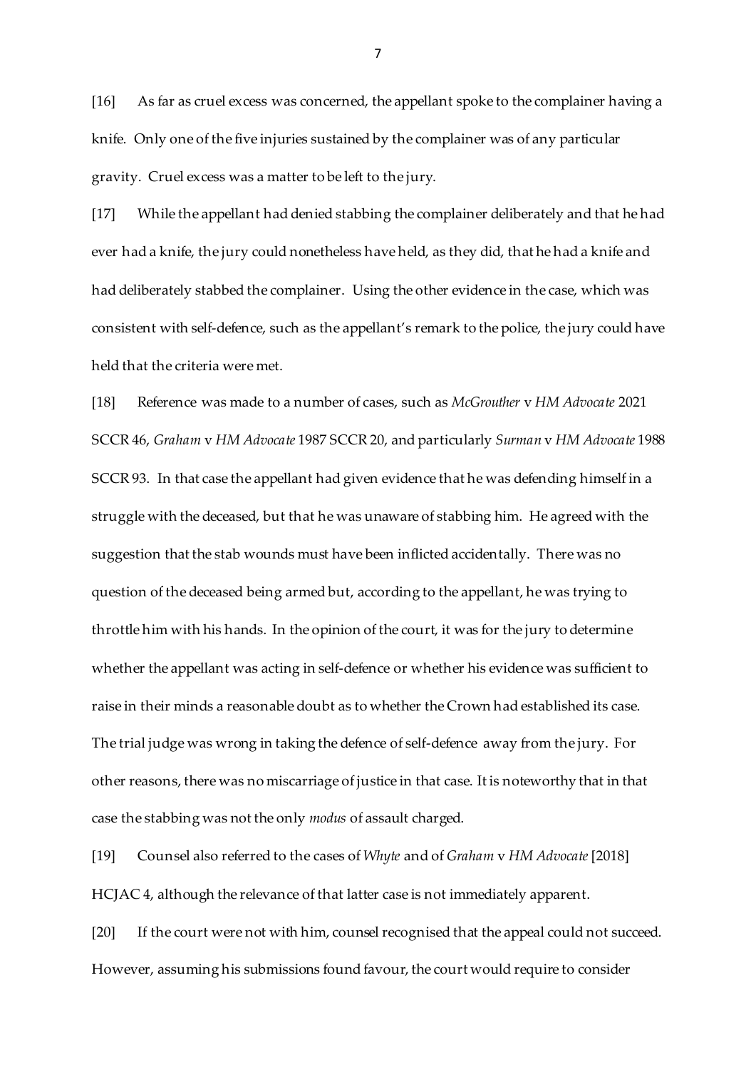[16] As far as cruel excess was concerned, the appellant spoke to the complainer having a knife. Only one of the five injuries sustained by the complainer was of any particular gravity. Cruel excess was a matter to be left to the jury.

[17] While the appellant had denied stabbing the complainer deliberately and that he had ever had a knife, the jury could nonetheless have held, as they did, that he had a knife and had deliberately stabbed the complainer. Using the other evidence in the case, which was consistent with self-defence, such as the appellant's remark to the police, the jury could have held that the criteria were met.

[18] Reference was made to a number of cases, such as *McGrouther* v *HM Advocate* 2021 SCCR 46, *Graham* v *HM Advocate* 1987 SCCR 20, and particularly *Surman* v *HM Advocate* 1988 SCCR 93. In that case the appellant had given evidence that he was defending himself in a struggle with the deceased, but that he was unaware of stabbing him. He agreed with the suggestion that the stab wounds must have been inflicted accidentally. There was no question of the deceased being armed but, according to the appellant, he was trying to throttle him with his hands. In the opinion of the court, it was for the jury to determine whether the appellant was acting in self-defence or whether his evidence was sufficient to raise in their minds a reasonable doubt as to whether the Crown had established its case. The trial judge was wrong in taking the defence of self-defence away from the jury. For other reasons, there was no miscarriage of justice in that case. It is noteworthy that in that case the stabbing was not the only *modus* of assault charged.

[19] Counsel also referred to the cases of *Whyte* and of *Graham* v *HM Advocate* [2018] HCJAC 4, although the relevance of that latter case is not immediately apparent.

[20] If the court were not with him, counsel recognised that the appeal could not succeed. However, assuming his submissions found favour, the court would require to consider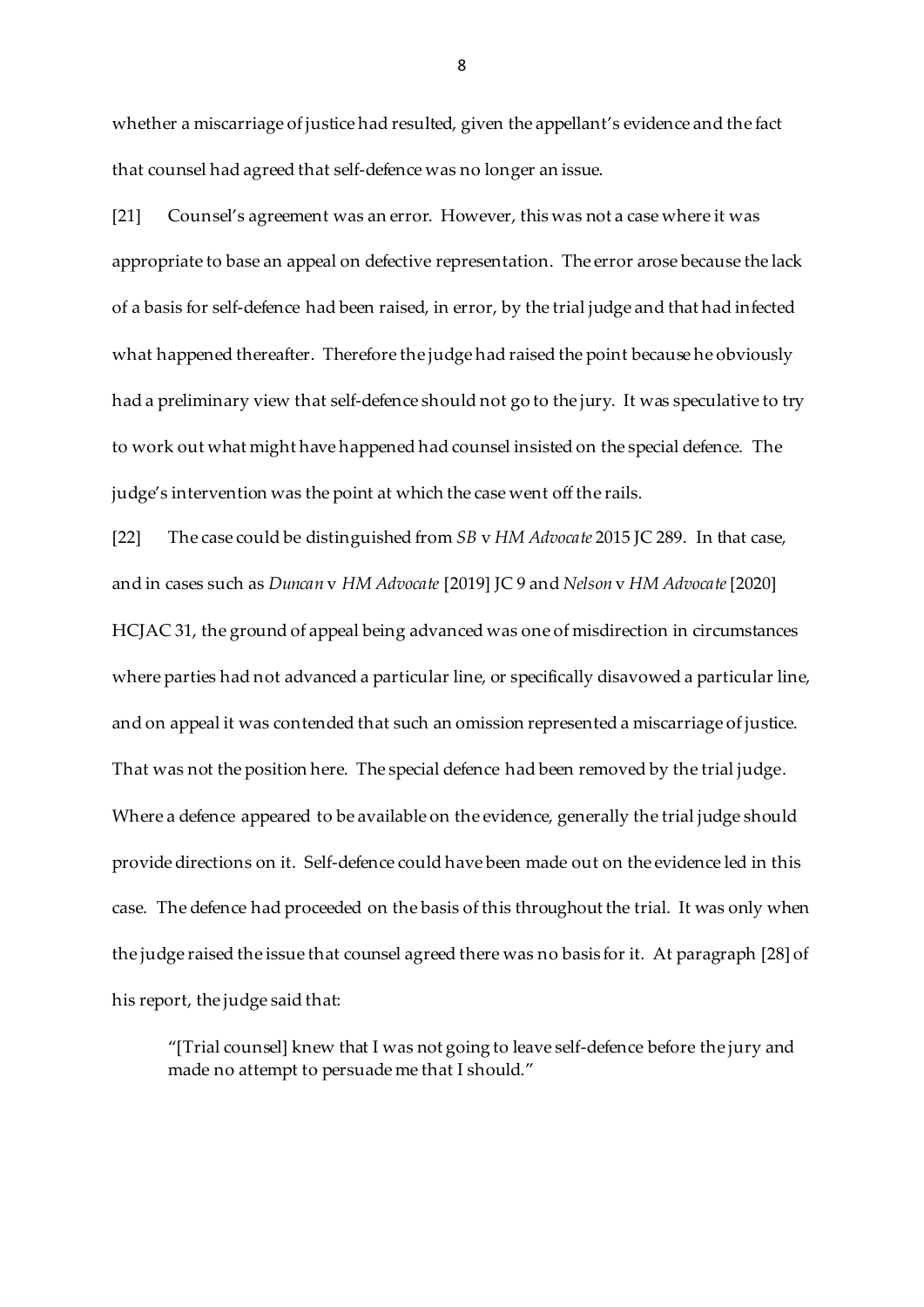whether a miscarriage of justice had resulted, given the appellant's evidence and the fact that counsel had agreed that self-defence was no longer an issue.

[21] Counsel's agreement was an error. However, this was not a case where it was appropriate to base an appeal on defective representation. The error arose because the lack of a basis for self-defence had been raised, in error, by the trial judge and that had infected what happened thereafter. Therefore the judge had raised the point because he obviously had a preliminary view that self-defence should not go to the jury. It was speculative to try to work out what might have happened had counsel insisted on the special defence. The judge's intervention was the point at which the case went off the rails.

[22] The case could be distinguished from *SB* v *HM Advocate* 2015 JC 289. In that case, and in cases such as *Duncan* v *HM Advocate* [2019] JC 9 and *Nelson* v *HM Advocate* [2020] HCJAC 31, the ground of appeal being advanced was one of misdirection in circumstances where parties had not advanced a particular line, or specifically disavowed a particular line, and on appeal it was contended that such an omission represented a miscarriage of justice. That was not the position here. The special defence had been removed by the trial judge. Where a defence appeared to be available on the evidence, generally the trial judge should provide directions on it. Self-defence could have been made out on the evidence led in this case. The defence had proceeded on the basis of this throughout the trial. It was only when the judge raised the issue that counsel agreed there was no basis for it. At paragraph [28] of his report, the judge said that:

> "[Trial counsel] knew that I was not going to leave self-defence before the jury and made no attempt to persuade me that I should."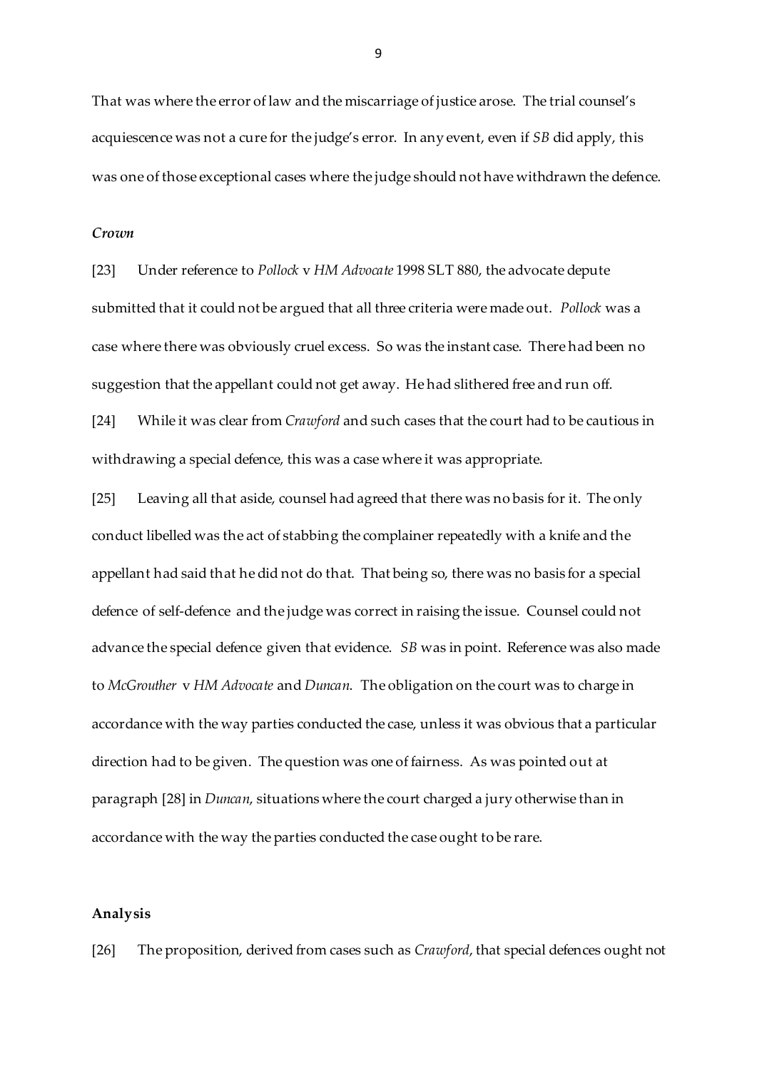That was where the error of law and the miscarriage of justice arose. The trial counsel's acquiescence was not a cure for the judge's error. In any event, even if *SB* did apply, this was one of those exceptional cases where the judge should not have withdrawn the defence.

### *Crown*

[23] Under reference to *Pollock* v *HM Advocate* 1998 SLT 880, the advocate depute submitted that it could not be argued that all three criteria were made out. *Pollock* was a case where there was obviously cruel excess. So was the instant case. There had been no suggestion that the appellant could not get away. He had slithered free and run off.

[24] While it was clear from *Crawford* and such cases that the court had to be cautious in withdrawing a special defence, this was a case where it was appropriate.

[25] Leaving all that aside, counsel had agreed that there was no basis for it. The only conduct libelled was the act of stabbing the complainer repeatedly with a knife and the appellant had said that he did not do that. That being so, there was no basis for a special defence of self-defence and the judge was correct in raising the issue. Counsel could not advance the special defence given that evidence. *SB* was in point. Reference was also made to *McGrouther* v *HM Advocate* and *Duncan*. The obligation on the court was to charge in accordance with the way parties conducted the case, unless it was obvious that a particular direction had to be given. The question was one of fairness. As was pointed out at paragraph [28] in *Duncan*, situations where the court charged a jury otherwise than in accordance with the way the parties conducted the case ought to be rare.

## Analysis

[26] The proposition, derived from cases such as *Crawford*, that special defences ought not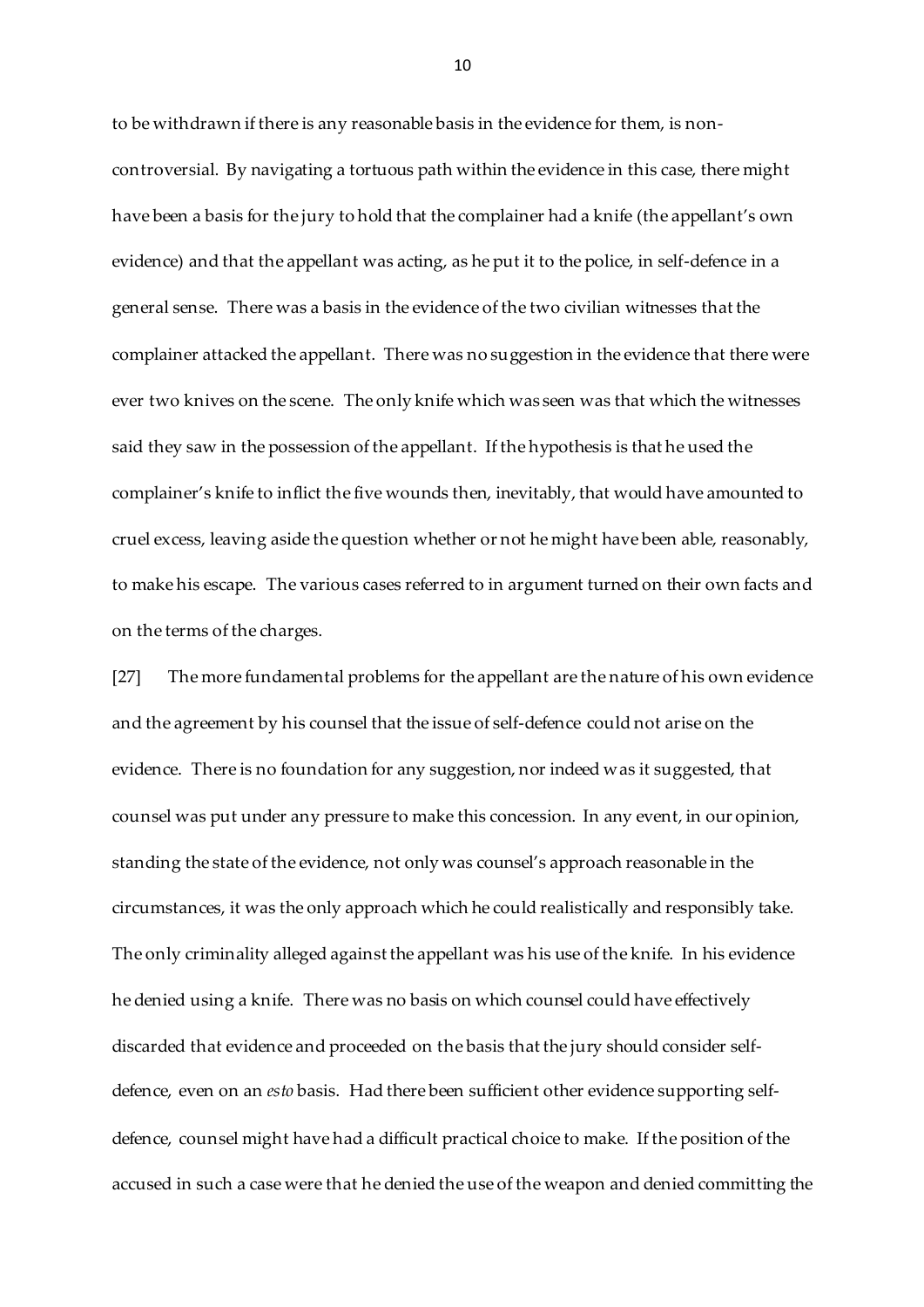to be withdrawn if there is any reasonable basis in the evidence for them, is non-controversial. By navigating a tortuous path within the evidence in this case, there might have been a basis for the jury to hold that the complainer had a knife (the appellant's own evidence) and that the appellant was acting, as he put it to the police, in self-defence in a general sense. There was a basis in the evidence of the two civilian witnesses that the complainer attacked the appellant. There was no suggestion in the evidence that there were ever two knives on the scene. The only knife which was seen was that which the witnesses said they saw in the possession of the appellant. If the hypothesis is that he used the complainer's knife to inflict the five wounds then, inevitably, that would have amounted to cruel excess, leaving aside the question whether or not he might have been able, reasonably, to make his escape. The various cases referred to in argument turned on their own facts and on the terms of the charges.

[27] The more fundamental problems for the appellant are the nature of his own evidence and the agreement by his counsel that the issue of self-defence could not arise on the evidence. There is no foundation for any suggestion, nor indeed was it suggested, that counsel was put under any pressure to make this concession. In any event, in our opinion, standing the state of the evidence, not only was counsel's approach reasonable in the circumstances, it was the only approach which he could realistically and responsibly take. The only criminality alleged against the appellant was his use of the knife. In his evidence he denied using a knife. There was no basis on which counsel could have effectively discarded that evidence and proceeded on the basis that the jury should consider self-defence, even on an *esto* basis. Had there been sufficient other evidence supporting self-defence, counsel might have had a difficult practical choice to make. If the position of the accused in such a case were that he denied the use of the weapon and denied committing the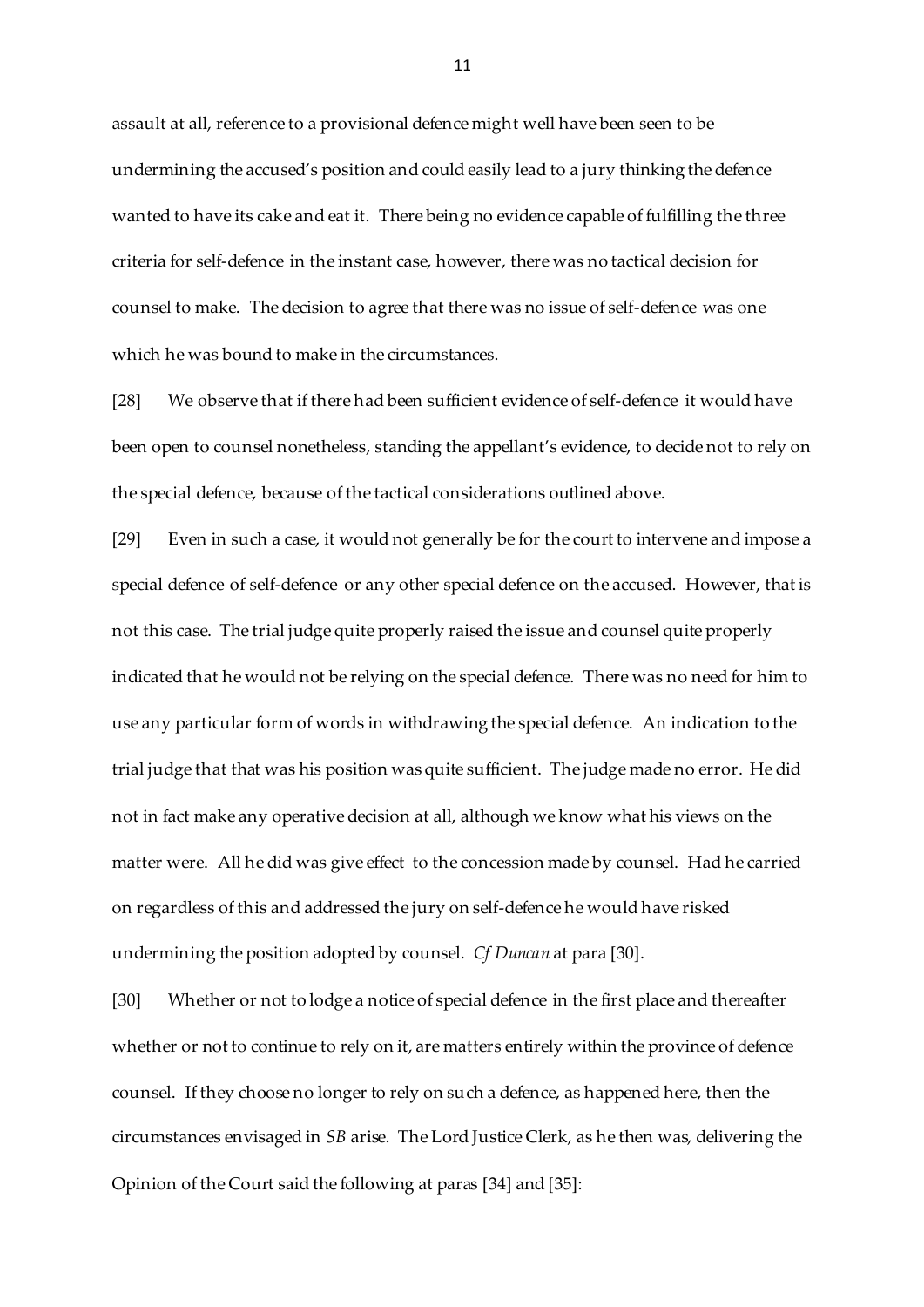assault at all, reference to a provisional defence might well have been seen to be undermining the accused's position and could easily lead to a jury thinking the defence wanted to have its cake and eat it. There being no evidence capable of fulfilling the three criteria for self-defence in the instant case, however, there was no tactical decision for counsel to make. The decision to agree that there was no issue of self-defence was one which he was bound to make in the circumstances.

[28] We observe that if there had been sufficient evidence of self-defence it would have been open to counsel nonetheless, standing the appellant's evidence, to decide not to rely on the special defence, because of the tactical considerations outlined above.

[29] Even in such a case, it would not generally be for the court to intervene and impose a special defence of self-defence or any other special defence on the accused. However, that is not this case. The trial judge quite properly raised the issue and counsel quite properly indicated that he would not be relying on the special defence. There was no need for him to use any particular form of words in withdrawing the special defence. An indication to the trial judge that that was his position was quite sufficient. The judge made no error. He did not in fact make any operative decision at all, although we know what his views on the matter were. All he did was give effect to the concession made by counsel. Had he carried on regardless of this and addressed the jury on self-defence he would have risked undermining the position adopted by counsel. *Cf Duncan* at para [30].

[30] Whether or not to lodge a notice of special defence in the first place and thereafter whether or not to continue to rely on it, are matters entirely within the province of defence counsel. If they choose no longer to rely on such a defence, as happened here, then the circumstances envisaged in *SB* arise. The Lord Justice Clerk, as he then was, delivering the Opinion of the Court said the following at paras [34] and [35]: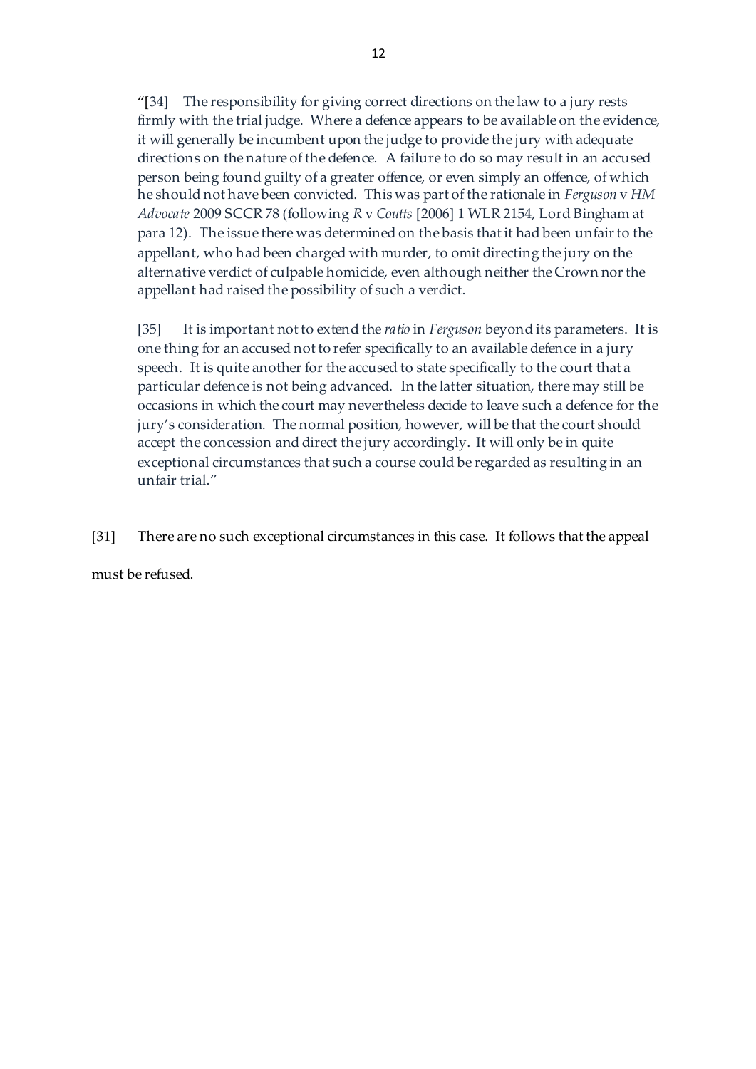"[34] The responsibility for giving correct directions on the law to a jury rests firmly with the trial judge. Where a defence appears to be available on the evidence, it will generally be incumbent upon the judge to provide the jury with adequate directions on the nature of the defence. A failure to do so may result in an accused person being found guilty of a greater offence, or even simply an offence, of which he should not have been convicted. This was part of the rationale in *Ferguson* v *HM Advocate* 2009 SCCR 78 (following *R* v *Coutts* [2006] 1 WLR 2154, Lord Bingham at para 12). The issue there was determined on the basis that it had been unfair to the appellant, who had been charged with murder, to omit directing the jury on the alternative verdict of culpable homicide, even although neither the Crown nor the appellant had raised the possibility of such a verdict.

[35] It is important not to extend the *ratio* in *Ferguson* beyond its parameters. It is one thing for an accused not to refer specifically to an available defence in a jury speech. It is quite another for the accused to state specifically to the court that a particular defence is not being advanced. In the latter situation, there may still be occasions in which the court may nevertheless decide to leave such a defence for the jury's consideration. The normal position, however, will be that the court should accept the concession and direct the jury accordingly. It will only be in quite exceptional circumstances that such a course could be regarded as resulting in an unfair trial."

[31] There are no such exceptional circumstances in this case. It follows that the appeal must be refused.